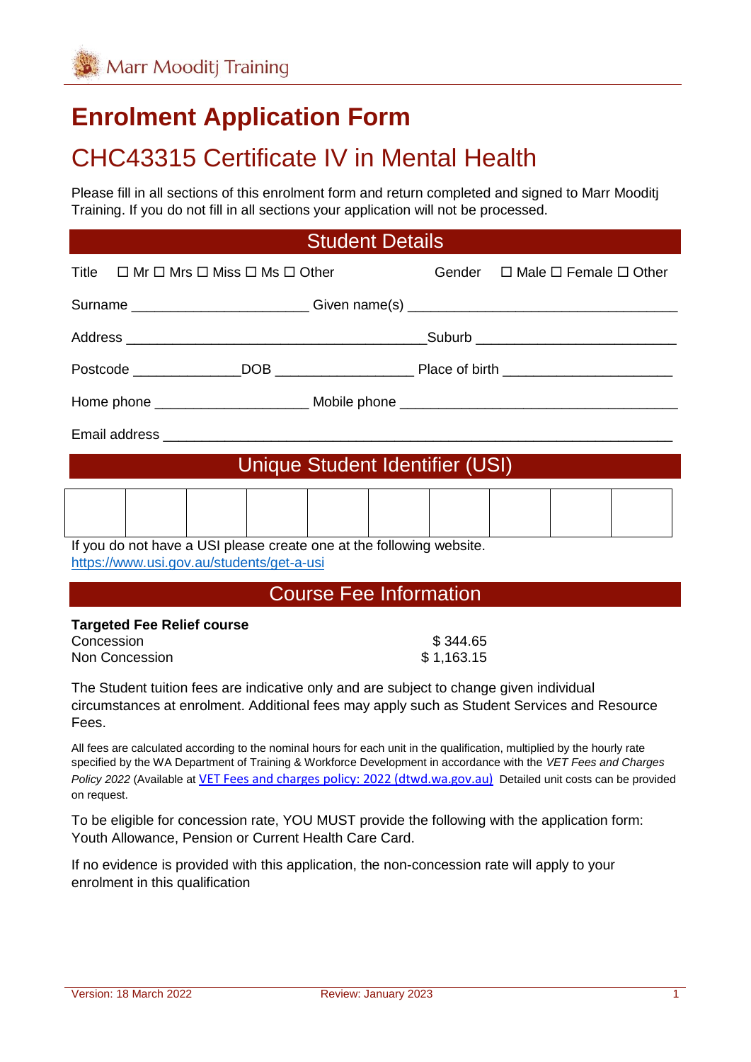Marr Mooditj Training

# Enrolment Application Form

## CHC43315 Certificate IV in Mental Health

Please fill in all sections of this enrolment form and return completed and signed to Marr Mooditj Training. If you do not fill in all sections your application will not be processed.

### Student Details

Title ☐ Mr ☐ Mrs ☐ Miss ☐ Ms ☐ Other Gender ☐ Male ☐ Female ☐ Other

Surname ______________________ Given name(s) ___________________________________

Address ______________________________________Suburb _________________________

Postcode _____________DOB _________________ Place of birth _____________________

Home phone ___________________ Mobile phone ___________________________________

Email address _____________________________________________________________

### Unique Student Identifier (USI)

| | | | | | | | | | |
|---|---|---|---|---|---|---|---|---|---|
| | | | | | | | | | |

If you do not have a USI please create one at the following website.
https://www.usi.gov.au/students/get-a-usi

### Course Fee Information

**Targeted Fee Relief course**

| | |
|---|---|
| Concession | $ 344.65 |
| Non Concession | $ 1,163.15 |

The Student tuition fees are indicative only and are subject to change given individual circumstances at enrolment. Additional fees may apply such as Student Services and Resource Fees.

All fees are calculated according to the nominal hours for each unit in the qualification, multiplied by the hourly rate specified by the WA Department of Training & Workforce Development in accordance with the *VET Fees and Charges Policy 2022* (Available at [VET Fees and charges policy: 2022 (dtwd.wa.gov.au)](dtwd.wa.gov.au) Detailed unit costs can be provided on request.

To be eligible for concession rate, YOU MUST provide the following with the application form: Youth Allowance, Pension or Current Health Care Card.

If no evidence is provided with this application, the non-concession rate will apply to your enrolment in this qualification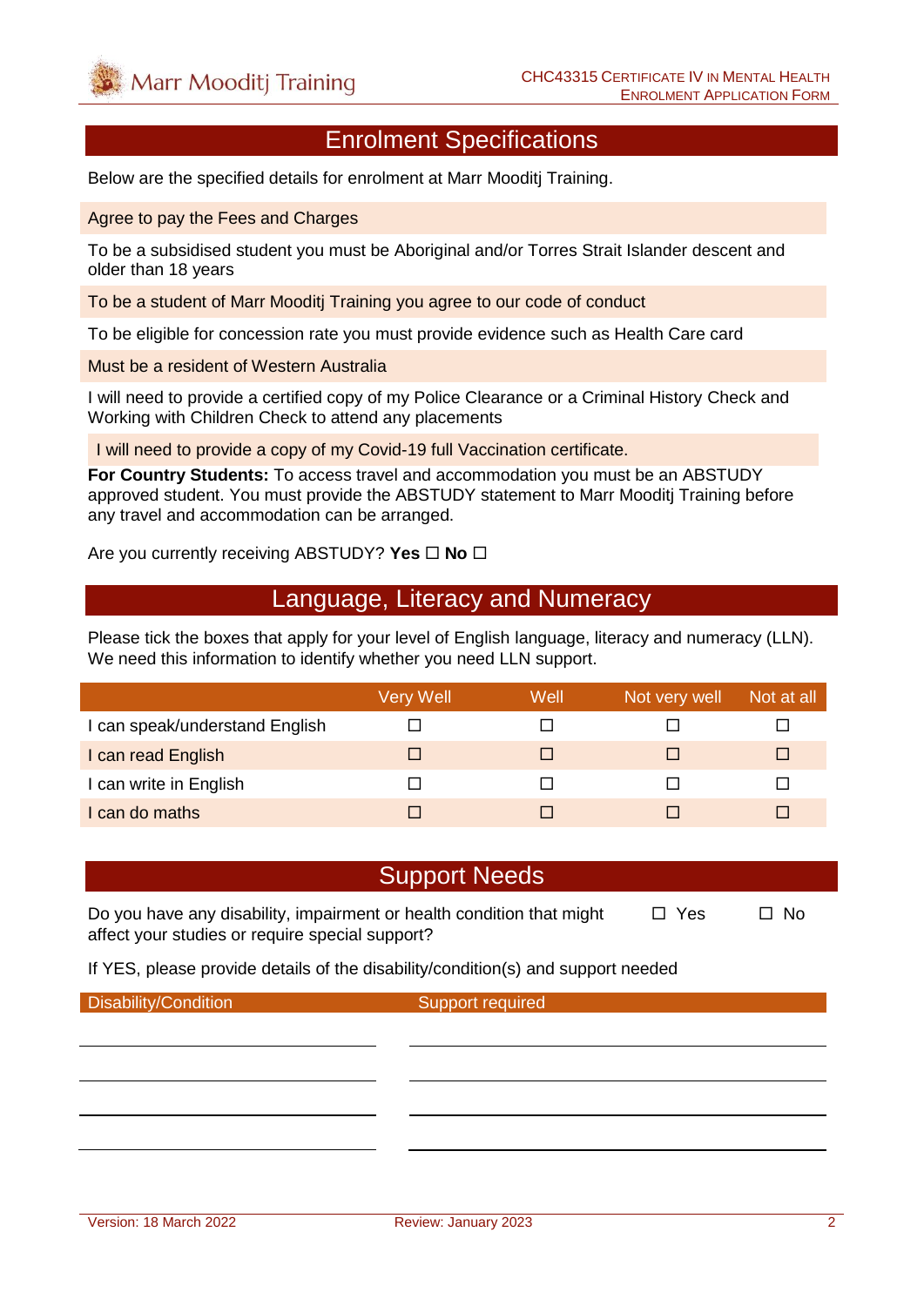## Enrolment Specifications

Below are the specified details for enrolment at Marr Mooditj Training.

Agree to pay the Fees and Charges

To be a subsidised student you must be Aboriginal and/or Torres Strait Islander descent and older than 18 years

To be a student of Marr Mooditj Training you agree to our code of conduct

To be eligible for concession rate you must provide evidence such as Health Care card

Must be a resident of Western Australia

I will need to provide a certified copy of my Police Clearance or a Criminal History Check and Working with Children Check to attend any placements

I will need to provide a copy of my Covid-19 full Vaccination certificate.

**For Country Students:** To access travel and accommodation you must be an ABSTUDY approved student. You must provide the ABSTUDY statement to Marr Mooditj Training before any travel and accommodation can be arranged.

Are you currently receiving ABSTUDY? **Yes** ☐ **No** ☐

## Language, Literacy and Numeracy

Please tick the boxes that apply for your level of English language, literacy and numeracy (LLN). We need this information to identify whether you need LLN support.

| | Very Well | Well | Not very well | Not at all |
|---|---|---|---|---|
| I can speak/understand English | ☐ | ☐ | ☐ | ☐ |
| I can read English | ☐ | ☐ | ☐ | ☐ |
| I can write in English | ☐ | ☐ | ☐ | ☐ |
| I can do maths | ☐ | ☐ | ☐ | ☐ |

## Support Needs

Do you have any disability, impairment or health condition that might affect your studies or require special support? ☐ Yes ☐ No

If YES, please provide details of the disability/condition(s) and support needed

| Disability/Condition | Support required |
|---|---|
| | |
| | |
| | |
| | |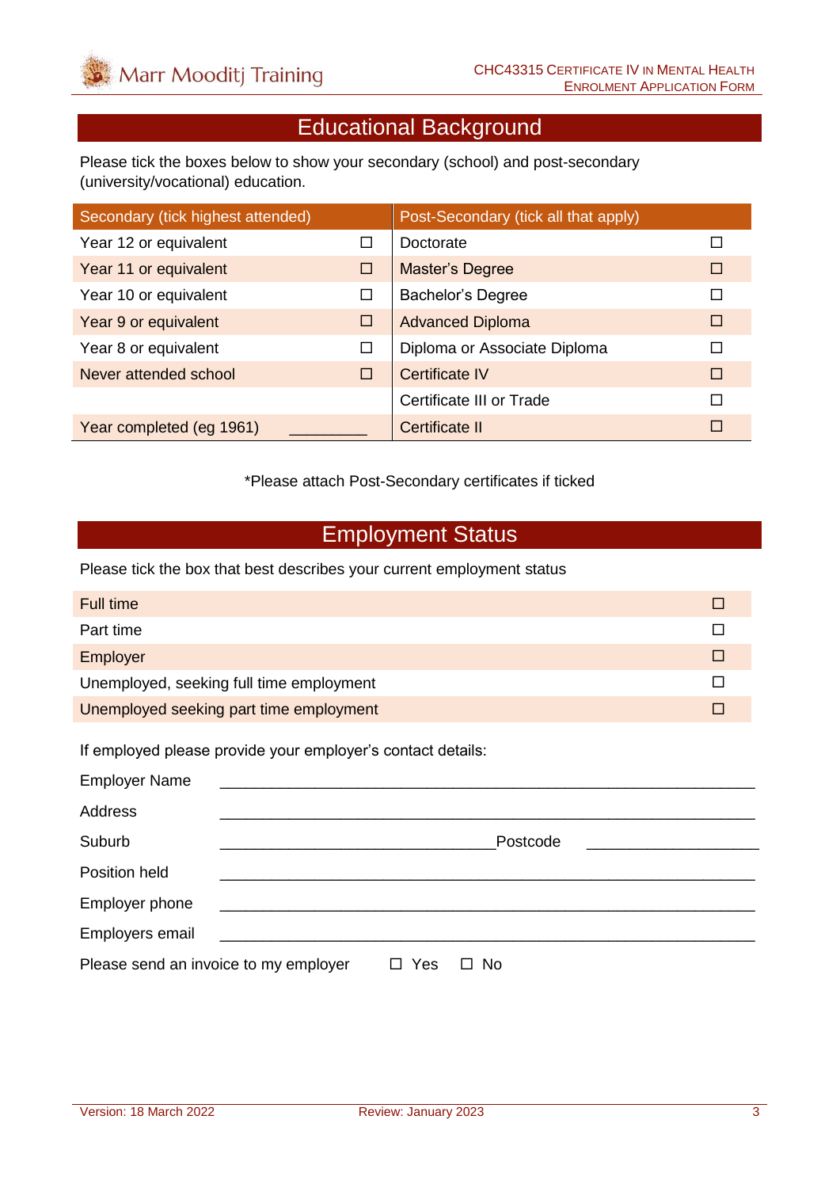## Educational Background

Please tick the boxes below to show your secondary (school) and post-secondary (university/vocational) education.

| Secondary (tick highest attended) | | Post-Secondary (tick all that apply) | |
|---|---|---|---|
| Year 12 or equivalent | ☐ | Doctorate | ☐ |
| Year 11 or equivalent | ☐ | Master's Degree | ☐ |
| Year 10 or equivalent | ☐ | Bachelor's Degree | ☐ |
| Year 9 or equivalent | ☐ | Advanced Diploma | ☐ |
| Year 8 or equivalent | ☐ | Diploma or Associate Diploma | ☐ |
| Never attended school | ☐ | Certificate IV | ☐ |
| | | Certificate III or Trade | ☐ |
| Year completed (eg 1961) | _________ | Certificate II | ☐ |

*Please attach Post-Secondary certificates if ticked

## Employment Status

Please tick the box that best describes your current employment status

| | |
|---|---|
| Full time | ☐ |
| Part time | ☐ |
| Employer | ☐ |
| Unemployed, seeking full time employment | ☐ |
| Unemployed seeking part time employment | ☐ |

If employed please provide your employer's contact details:

Employer Name ____________________________________________________________

Address ____________________________________________________________

Suburb _______________________________ Postcode ____________________

Position held ____________________________________________________________

Employer phone ____________________________________________________________

Employers email ____________________________________________________________

Please send an invoice to my employer ☐ Yes ☐ No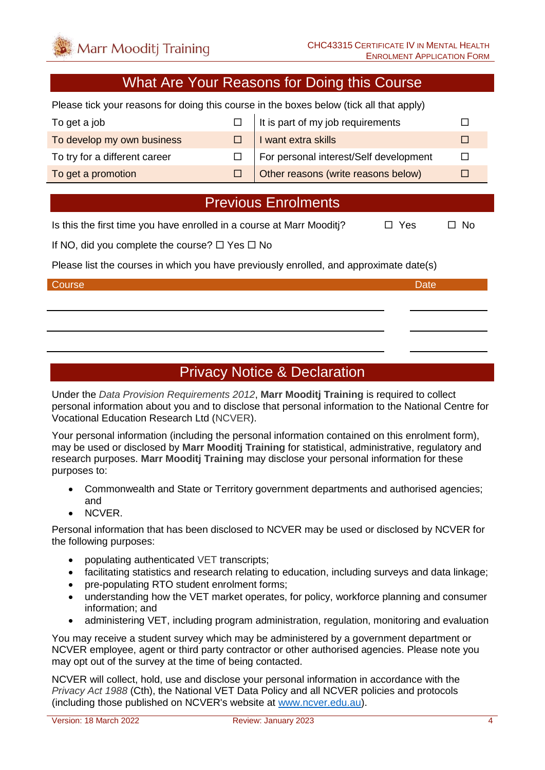## What Are Your Reasons for Doing this Course

Please tick your reasons for doing this course in the boxes below (tick all that apply)

| | | | |
|---|---|---|---|
| To get a job | ☐ | It is part of my job requirements | ☐ |
| To develop my own business | ☐ | I want extra skills | ☐ |
| To try for a different career | ☐ | For personal interest/Self development | ☐ |
| To get a promotion | ☐ | Other reasons (write reasons below) | ☐ |

## Previous Enrolments

Is this the first time you have enrolled in a course at Marr Mooditj? ☐ Yes ☐ No

If NO, did you complete the course? ☐ Yes ☐ No

Please list the courses in which you have previously enrolled, and approximate date(s)

| Course | Date |
|---|---|
| | |
| | |
| | |

## Privacy Notice & Declaration

Under the *Data Provision Requirements 2012*, **Marr Mooditj Training** is required to collect personal information about you and to disclose that personal information to the National Centre for Vocational Education Research Ltd (NCVER).

Your personal information (including the personal information contained on this enrolment form), may be used or disclosed by **Marr Mooditj Training** for statistical, administrative, regulatory and research purposes. **Marr Mooditj Training** may disclose your personal information for these purposes to:

- Commonwealth and State or Territory government departments and authorised agencies; and
- NCVER.

Personal information that has been disclosed to NCVER may be used or disclosed by NCVER for the following purposes:

- populating authenticated VET transcripts;
- facilitating statistics and research relating to education, including surveys and data linkage;
- pre-populating RTO student enrolment forms;
- understanding how the VET market operates, for policy, workforce planning and consumer information; and
- administering VET, including program administration, regulation, monitoring and evaluation

You may receive a student survey which may be administered by a government department or NCVER employee, agent or third party contractor or other authorised agencies. Please note you may opt out of the survey at the time of being contacted.

NCVER will collect, hold, use and disclose your personal information in accordance with the *Privacy Act 1988* (Cth), the National VET Data Policy and all NCVER policies and protocols (including those published on NCVER's website at www.ncver.edu.au).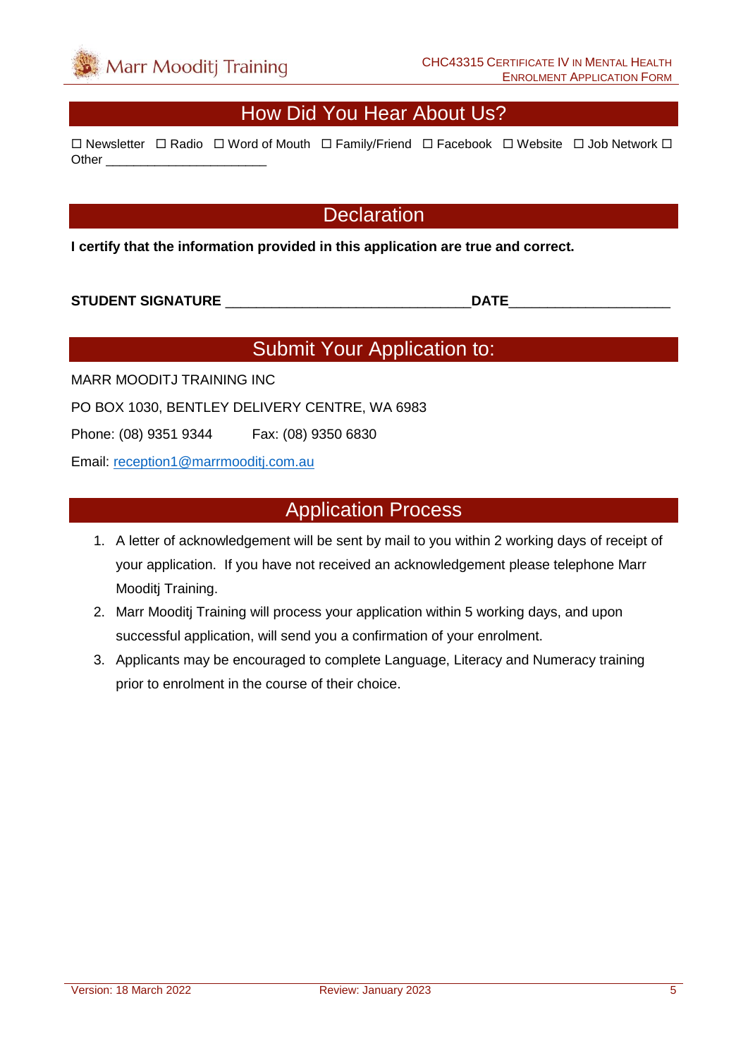## How Did You Hear About Us?

☐ Newsletter ☐ Radio ☐ Word of Mouth ☐ Family/Friend ☐ Facebook ☐ Website ☐ Job Network ☐ Other ______________________

## Declaration

**I certify that the information provided in this application are true and correct.**

**STUDENT SIGNATURE** ________________________________**DATE**_____________________

## Submit Your Application to:

MARR MOODITJ TRAINING INC

PO BOX 1030, BENTLEY DELIVERY CENTRE, WA 6983

Phone: (08) 9351 9344 Fax: (08) 9350 6830

Email: reception1@marrmooditj.com.au

## Application Process

1. A letter of acknowledgement will be sent by mail to you within 2 working days of receipt of your application. If you have not received an acknowledgement please telephone Marr Mooditj Training.
2. Marr Mooditj Training will process your application within 5 working days, and upon successful application, will send you a confirmation of your enrolment.
3. Applicants may be encouraged to complete Language, Literacy and Numeracy training prior to enrolment in the course of their choice.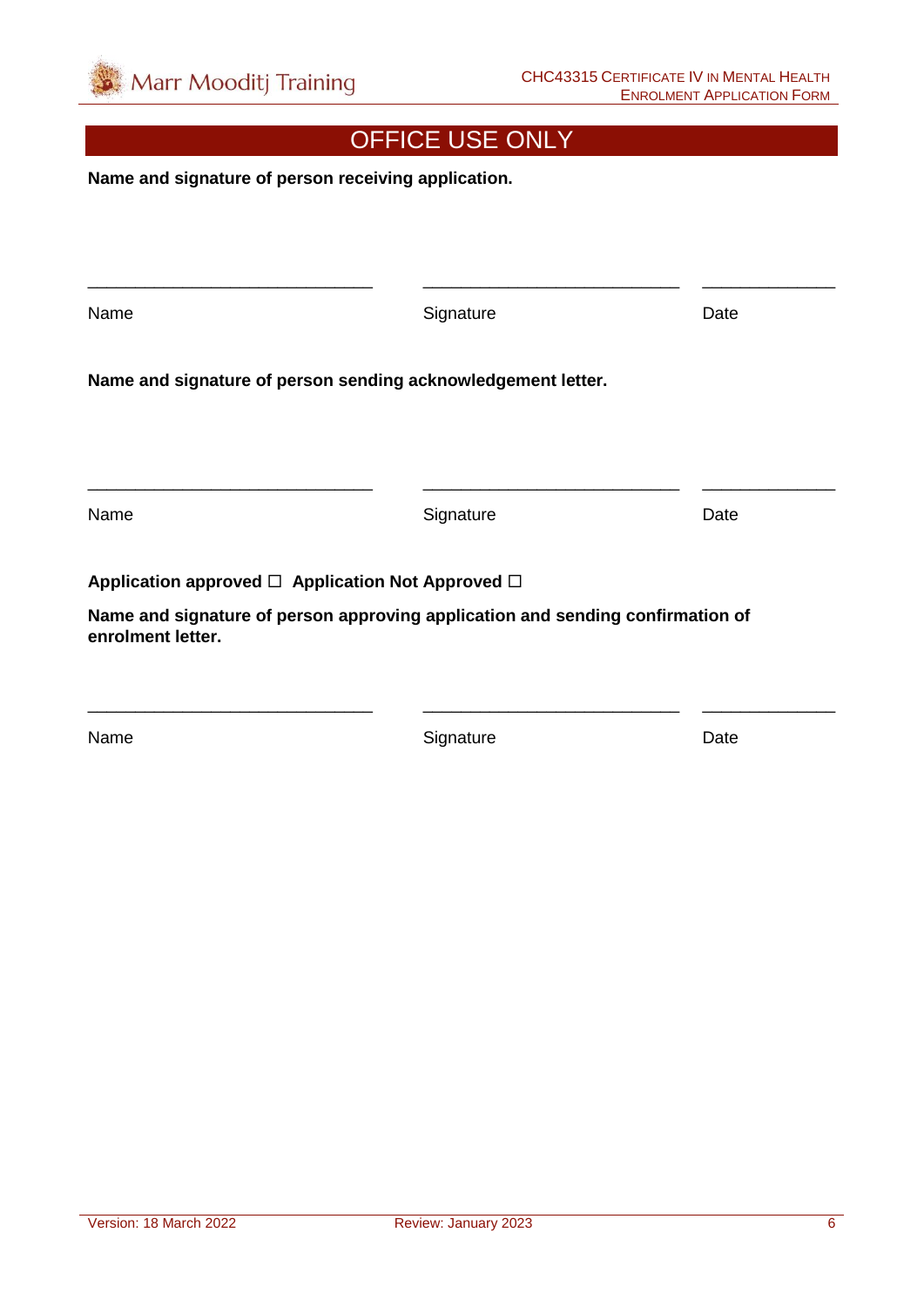## OFFICE USE ONLY

**Name and signature of person receiving application.**

\_\_\_\_\_\_\_\_\_\_\_\_\_\_\_\_\_\_\_\_\_\_\_\_\_\_\_\_\_\_ \_\_\_\_\_\_\_\_\_\_\_\_\_\_\_\_\_\_\_\_\_\_\_\_\_\_\_ \_\_\_\_\_\_\_\_\_\_\_\_\_\_

Name Signature Date

**Name and signature of person sending acknowledgement letter.**

\_\_\_\_\_\_\_\_\_\_\_\_\_\_\_\_\_\_\_\_\_\_\_\_\_\_\_\_\_\_ \_\_\_\_\_\_\_\_\_\_\_\_\_\_\_\_\_\_\_\_\_\_\_\_\_\_\_ \_\_\_\_\_\_\_\_\_\_\_\_\_\_

Name Signature Date

**Application approved ☐ Application Not Approved ☐**

**Name and signature of person approving application and sending confirmation of enrolment letter.**

\_\_\_\_\_\_\_\_\_\_\_\_\_\_\_\_\_\_\_\_\_\_\_\_\_\_\_\_\_\_ \_\_\_\_\_\_\_\_\_\_\_\_\_\_\_\_\_\_\_\_\_\_\_\_\_\_\_ \_\_\_\_\_\_\_\_\_\_\_\_\_\_

Name Signature Date